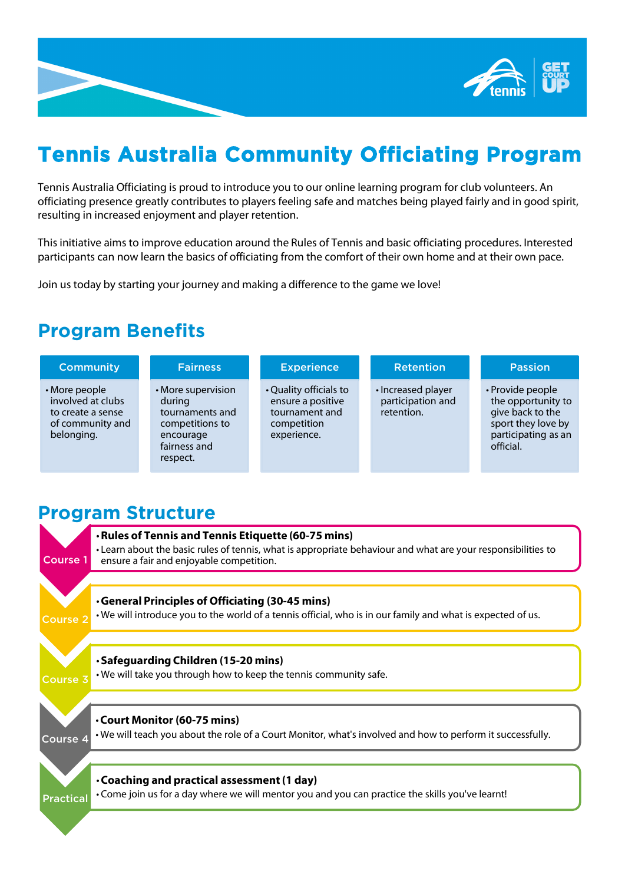# Tennis Australia Community Officiating Program

Tennis Australia Officiating is proud to introduce you to our online learning program for club volunteers. An officiating presence greatly contributes to players feeling safe and matches being played fairly and in good spirit, resulting in increased enjoyment and player retention.

This initiative aims to improve education around the Rules of Tennis and basic officiating procedures. Interested participants can now learn the basics of officiating from the comfort of their own home and at their own pace.

Join us today by starting your journey and making a difference to the game we love!

## Program Benefits

| Community | Fairness | Experience | Retention | Passion |
|---|---|---|---|---|
| • More people involved at clubs to create a sense of community and belonging. | • More supervision during tournaments and competitions to encourage fairness and respect. | • Quality officials to ensure a positive tournament and competition experience. | • Increased player participation and retention. | • Provide people the opportunity to give back to the sport they love by participating as an official. |

## Program Structure

**Course 1**

- **Rules of Tennis and Tennis Etiquette (60-75 mins)**
- Learn about the basic rules of tennis, what is appropriate behaviour and what are your responsibilities to ensure a fair and enjoyable competition.

**Course 2**

- **General Principles of Officiating (30-45 mins)**
- We will introduce you to the world of a tennis official, who is in our family and what is expected of us.

**Course 3**

- **Safeguarding Children (15-20 mins)**
- We will take you through how to keep the tennis community safe.

**Course 4**

- **Court Monitor (60-75 mins)**
- We will teach you about the role of a Court Monitor, what's involved and how to perform it successfully.

**Practical**

- **Coaching and practical assessment (1 day)**
- Come join us for a day where we will mentor you and you can practice the skills you've learnt!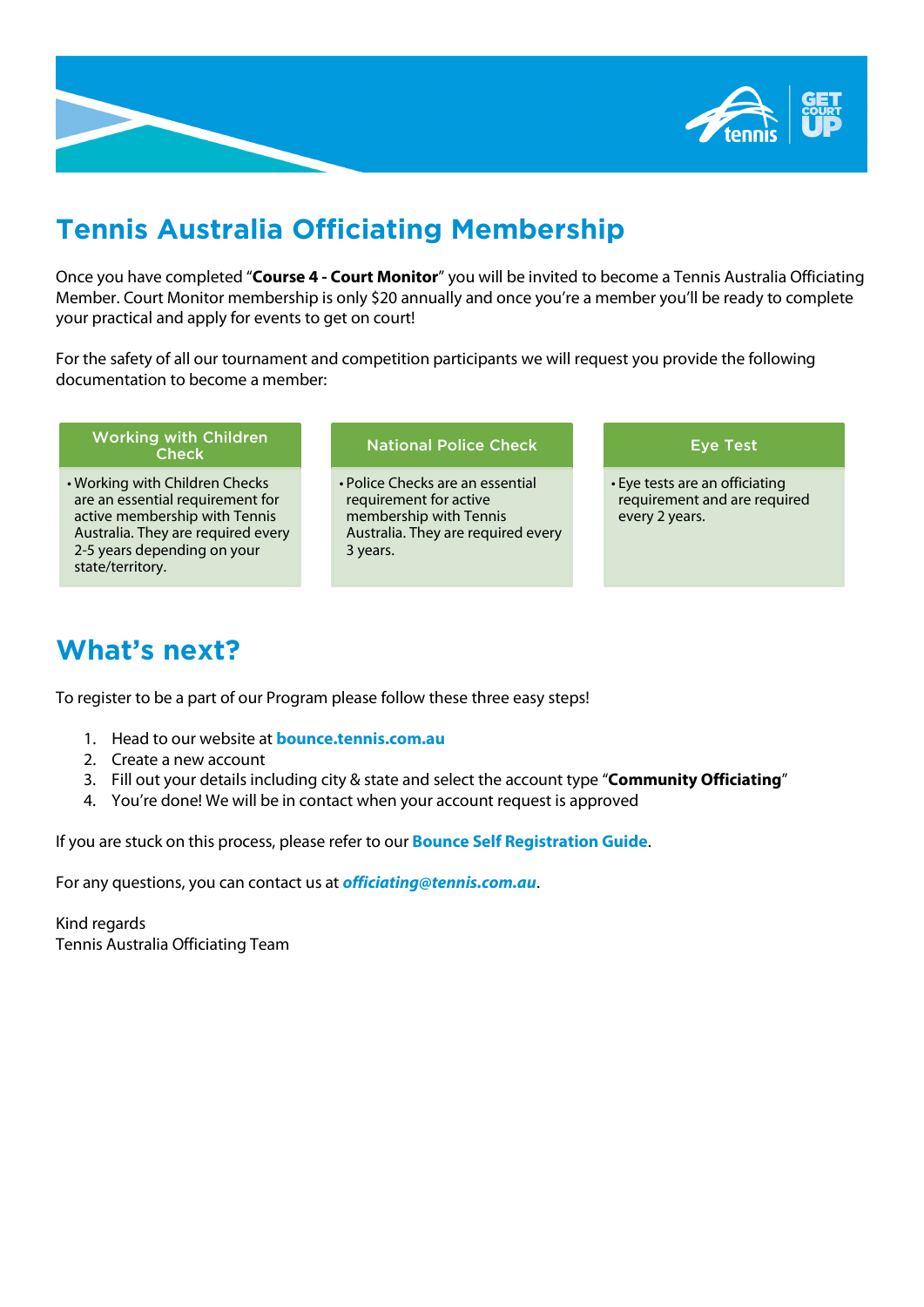# Tennis Australia Officiating Membership

Once you have completed "**Course 4 - Court Monitor**" you will be invited to become a Tennis Australia Officiating Member. Court Monitor membership is only $20 annually and once you're a member you'll be ready to complete your practical and apply for events to get on court!

For the safety of all our tournament and competition participants we will request you provide the following documentation to become a member:

### Working with Children Check

- Working with Children Checks are an essential requirement for active membership with Tennis Australia. They are required every 2-5 years depending on your state/territory.

### National Police Check

- Police Checks are an essential requirement for active membership with Tennis Australia. They are required every 3 years.

### Eye Test

- Eye tests are an officiating requirement and are required every 2 years.

# What's next?

To register to be a part of our Program please follow these three easy steps!

1. Head to our website at **bounce.tennis.com.au**
2. Create a new account
3. Fill out your details including city & state and select the account type "**Community Officiating**"
4. You're done! We will be in contact when your account request is approved

If you are stuck on this process, please refer to our **Bounce Self Registration Guide**.

For any questions, you can contact us at ***officiating@tennis.com.au***.

Kind regards
Tennis Australia Officiating Team